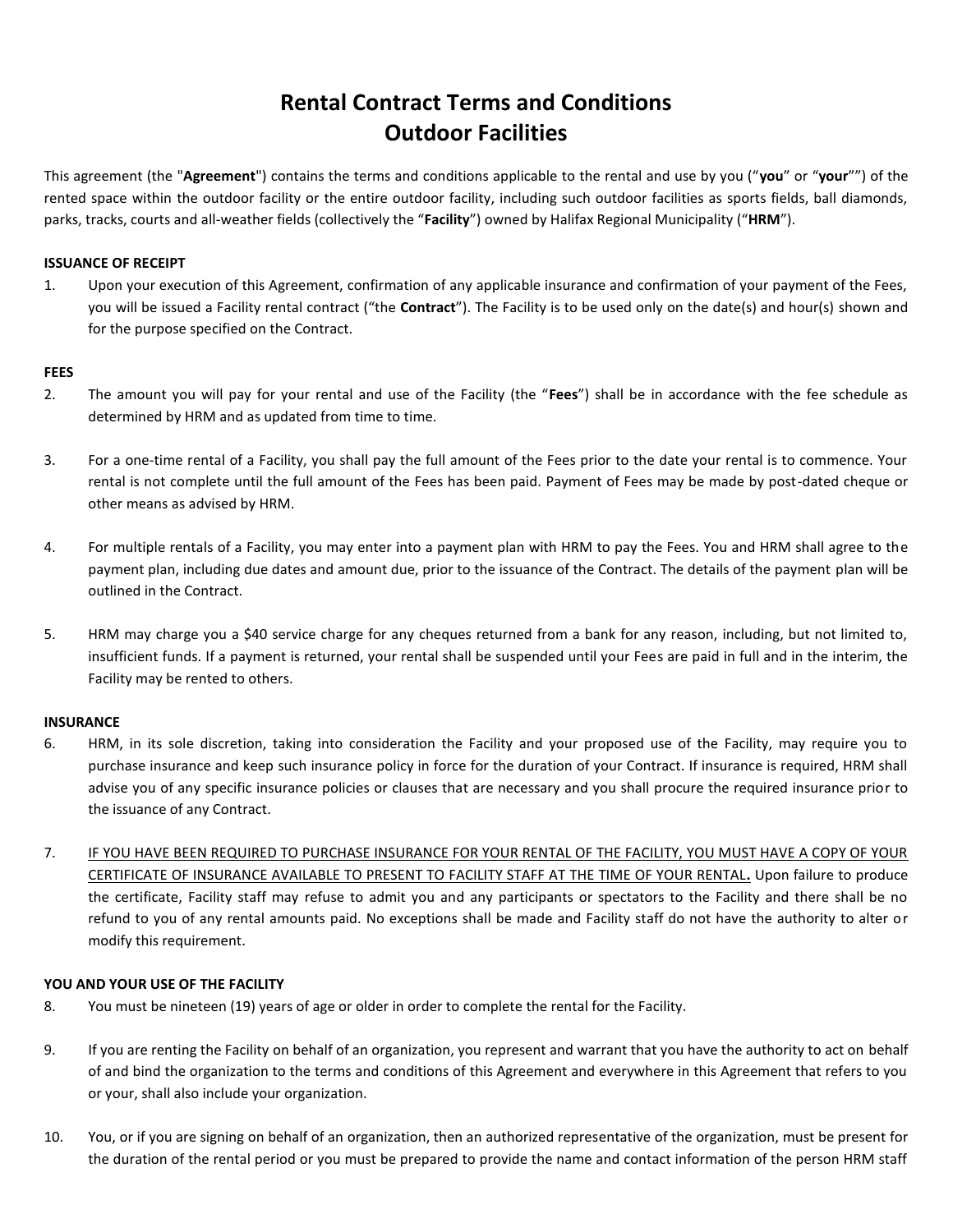# Rental Contract Terms and Conditions
# Outdoor Facilities

This agreement (the "**Agreement**") contains the terms and conditions applicable to the rental and use by you ("**you**" or "**your**"") of the rented space within the outdoor facility or the entire outdoor facility, including such outdoor facilities as sports fields, ball diamonds, parks, tracks, courts and all-weather fields (collectively the "**Facility**") owned by Halifax Regional Municipality ("**HRM**").

**ISSUANCE OF RECEIPT**

1. Upon your execution of this Agreement, confirmation of any applicable insurance and confirmation of your payment of the Fees, you will be issued a Facility rental contract ("the **Contract**"). The Facility is to be used only on the date(s) and hour(s) shown and for the purpose specified on the Contract.

**FEES**

2. The amount you will pay for your rental and use of the Facility (the "**Fees**") shall be in accordance with the fee schedule as determined by HRM and as updated from time to time.

3. For a one-time rental of a Facility, you shall pay the full amount of the Fees prior to the date your rental is to commence. Your rental is not complete until the full amount of the Fees has been paid. Payment of Fees may be made by post-dated cheque or other means as advised by HRM.

4. For multiple rentals of a Facility, you may enter into a payment plan with HRM to pay the Fees. You and HRM shall agree to the payment plan, including due dates and amount due, prior to the issuance of the Contract. The details of the payment plan will be outlined in the Contract.

5. HRM may charge you a $40 service charge for any cheques returned from a bank for any reason, including, but not limited to, insufficient funds. If a payment is returned, your rental shall be suspended until your Fees are paid in full and in the interim, the Facility may be rented to others.

**INSURANCE**

6. HRM, in its sole discretion, taking into consideration the Facility and your proposed use of the Facility, may require you to purchase insurance and keep such insurance policy in force for the duration of your Contract. If insurance is required, HRM shall advise you of any specific insurance policies or clauses that are necessary and you shall procure the required insurance prior to the issuance of any Contract.

7. <u>IF YOU HAVE BEEN REQUIRED TO PURCHASE INSURANCE FOR YOUR RENTAL OF THE FACILITY, YOU MUST HAVE A COPY OF YOUR CERTIFICATE OF INSURANCE AVAILABLE TO PRESENT TO FACILITY STAFF AT THE TIME OF YOUR RENTAL</u>**.** Upon failure to produce the certificate, Facility staff may refuse to admit you and any participants or spectators to the Facility and there shall be no refund to you of any rental amounts paid. No exceptions shall be made and Facility staff do not have the authority to alter or modify this requirement.

**YOU AND YOUR USE OF THE FACILITY**

8. You must be nineteen (19) years of age or older in order to complete the rental for the Facility.

9. If you are renting the Facility on behalf of an organization, you represent and warrant that you have the authority to act on behalf of and bind the organization to the terms and conditions of this Agreement and everywhere in this Agreement that refers to you or your, shall also include your organization.

10. You, or if you are signing on behalf of an organization, then an authorized representative of the organization, must be present for the duration of the rental period or you must be prepared to provide the name and contact information of the person HRM staff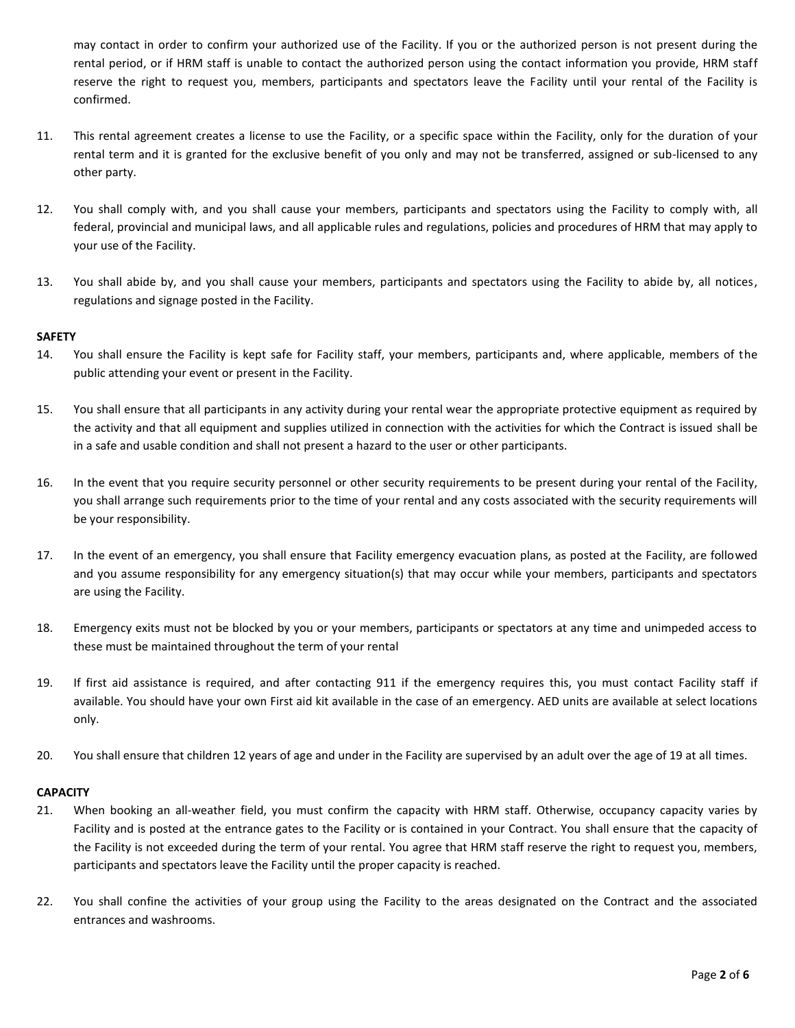may contact in order to confirm your authorized use of the Facility. If you or the authorized person is not present during the rental period, or if HRM staff is unable to contact the authorized person using the contact information you provide, HRM staff reserve the right to request you, members, participants and spectators leave the Facility until your rental of the Facility is confirmed.

11. This rental agreement creates a license to use the Facility, or a specific space within the Facility, only for the duration of your rental term and it is granted for the exclusive benefit of you only and may not be transferred, assigned or sub-licensed to any other party.

12. You shall comply with, and you shall cause your members, participants and spectators using the Facility to comply with, all federal, provincial and municipal laws, and all applicable rules and regulations, policies and procedures of HRM that may apply to your use of the Facility.

13. You shall abide by, and you shall cause your members, participants and spectators using the Facility to abide by, all notices, regulations and signage posted in the Facility.

**SAFETY**

14. You shall ensure the Facility is kept safe for Facility staff, your members, participants and, where applicable, members of the public attending your event or present in the Facility.

15. You shall ensure that all participants in any activity during your rental wear the appropriate protective equipment as required by the activity and that all equipment and supplies utilized in connection with the activities for which the Contract is issued shall be in a safe and usable condition and shall not present a hazard to the user or other participants.

16. In the event that you require security personnel or other security requirements to be present during your rental of the Facility, you shall arrange such requirements prior to the time of your rental and any costs associated with the security requirements will be your responsibility.

17. In the event of an emergency, you shall ensure that Facility emergency evacuation plans, as posted at the Facility, are followed and you assume responsibility for any emergency situation(s) that may occur while your members, participants and spectators are using the Facility.

18. Emergency exits must not be blocked by you or your members, participants or spectators at any time and unimpeded access to these must be maintained throughout the term of your rental

19. If first aid assistance is required, and after contacting 911 if the emergency requires this, you must contact Facility staff if available. You should have your own First aid kit available in the case of an emergency. AED units are available at select locations only.

20. You shall ensure that children 12 years of age and under in the Facility are supervised by an adult over the age of 19 at all times.

**CAPACITY**

21. When booking an all-weather field, you must confirm the capacity with HRM staff. Otherwise, occupancy capacity varies by Facility and is posted at the entrance gates to the Facility or is contained in your Contract. You shall ensure that the capacity of the Facility is not exceeded during the term of your rental. You agree that HRM staff reserve the right to request you, members, participants and spectators leave the Facility until the proper capacity is reached.

22. You shall confine the activities of your group using the Facility to the areas designated on the Contract and the associated entrances and washrooms.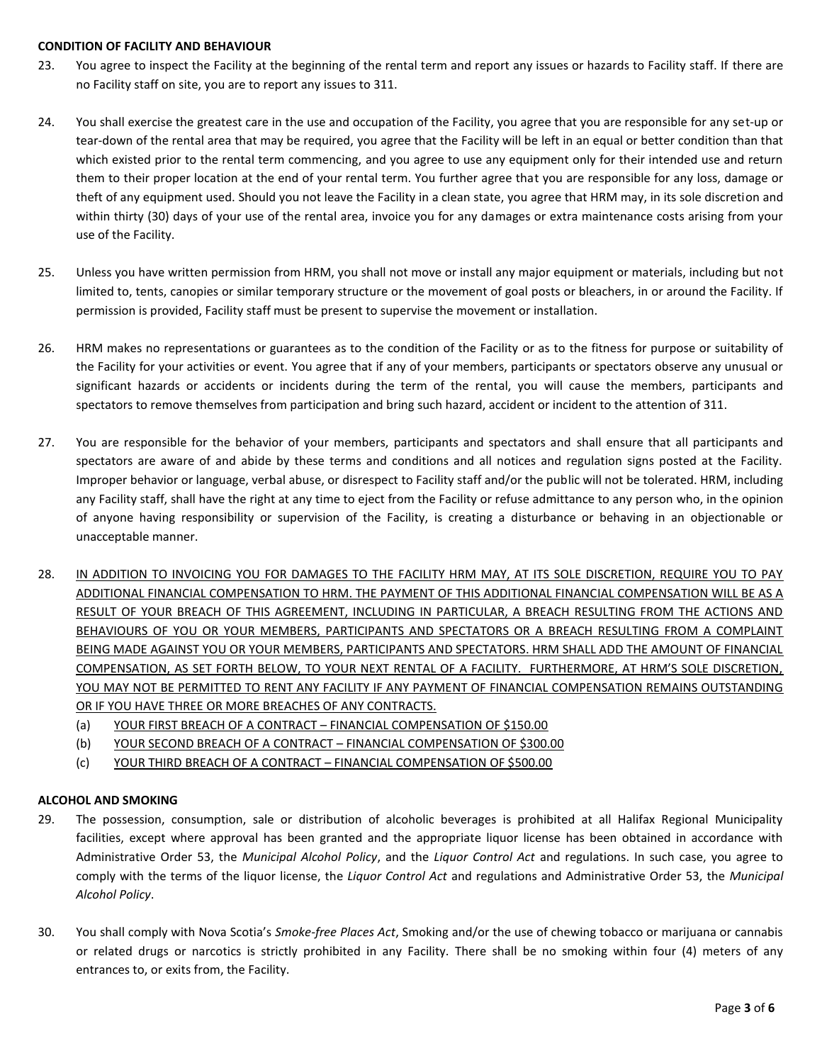**CONDITION OF FACILITY AND BEHAVIOUR**

23. You agree to inspect the Facility at the beginning of the rental term and report any issues or hazards to Facility staff. If there are no Facility staff on site, you are to report any issues to 311.

24. You shall exercise the greatest care in the use and occupation of the Facility, you agree that you are responsible for any set-up or tear-down of the rental area that may be required, you agree that the Facility will be left in an equal or better condition than that which existed prior to the rental term commencing, and you agree to use any equipment only for their intended use and return them to their proper location at the end of your rental term. You further agree that you are responsible for any loss, damage or theft of any equipment used. Should you not leave the Facility in a clean state, you agree that HRM may, in its sole discretion and within thirty (30) days of your use of the rental area, invoice you for any damages or extra maintenance costs arising from your use of the Facility.

25. Unless you have written permission from HRM, you shall not move or install any major equipment or materials, including but not limited to, tents, canopies or similar temporary structure or the movement of goal posts or bleachers, in or around the Facility. If permission is provided, Facility staff must be present to supervise the movement or installation.

26. HRM makes no representations or guarantees as to the condition of the Facility or as to the fitness for purpose or suitability of the Facility for your activities or event. You agree that if any of your members, participants or spectators observe any unusual or significant hazards or accidents or incidents during the term of the rental, you will cause the members, participants and spectators to remove themselves from participation and bring such hazard, accident or incident to the attention of 311.

27. You are responsible for the behavior of your members, participants and spectators and shall ensure that all participants and spectators are aware of and abide by these terms and conditions and all notices and regulation signs posted at the Facility. Improper behavior or language, verbal abuse, or disrespect to Facility staff and/or the public will not be tolerated. HRM, including any Facility staff, shall have the right at any time to eject from the Facility or refuse admittance to any person who, in the opinion of anyone having responsibility or supervision of the Facility, is creating a disturbance or behaving in an objectionable or unacceptable manner.

28. <u>IN ADDITION TO INVOICING YOU FOR DAMAGES TO THE FACILITY HRM MAY, AT ITS SOLE DISCRETION, REQUIRE YOU TO PAY ADDITIONAL FINANCIAL COMPENSATION TO HRM. THE PAYMENT OF THIS ADDITIONAL FINANCIAL COMPENSATION WILL BE AS A RESULT OF YOUR BREACH OF THIS AGREEMENT, INCLUDING IN PARTICULAR, A BREACH RESULTING FROM THE ACTIONS AND BEHAVIOURS OF YOU OR YOUR MEMBERS, PARTICIPANTS AND SPECTATORS OR A BREACH RESULTING FROM A COMPLAINT BEING MADE AGAINST YOU OR YOUR MEMBERS, PARTICIPANTS AND SPECTATORS. HRM SHALL ADD THE AMOUNT OF FINANCIAL COMPENSATION, AS SET FORTH BELOW, TO YOUR NEXT RENTAL OF A FACILITY. FURTHERMORE, AT HRM'S SOLE DISCRETION, YOU MAY NOT BE PERMITTED TO RENT ANY FACILITY IF ANY PAYMENT OF FINANCIAL COMPENSATION REMAINS OUTSTANDING OR IF YOU HAVE THREE OR MORE BREACHES OF ANY CONTRACTS.</u>
    (a) <u>YOUR FIRST BREACH OF A CONTRACT – FINANCIAL COMPENSATION OF $150.00</u>
    (b) <u>YOUR SECOND BREACH OF A CONTRACT – FINANCIAL COMPENSATION OF $300.00</u>
    (c) <u>YOUR THIRD BREACH OF A CONTRACT – FINANCIAL COMPENSATION OF $500.00</u>

**ALCOHOL AND SMOKING**

29. The possession, consumption, sale or distribution of alcoholic beverages is prohibited at all Halifax Regional Municipality facilities, except where approval has been granted and the appropriate liquor license has been obtained in accordance with Administrative Order 53, the *Municipal Alcohol Policy*, and the *Liquor Control Act* and regulations. In such case, you agree to comply with the terms of the liquor license, the *Liquor Control Act* and regulations and Administrative Order 53, the *Municipal Alcohol Policy*.

30. You shall comply with Nova Scotia's *Smoke-free Places Act*, Smoking and/or the use of chewing tobacco or marijuana or cannabis or related drugs or narcotics is strictly prohibited in any Facility. There shall be no smoking within four (4) meters of any entrances to, or exits from, the Facility.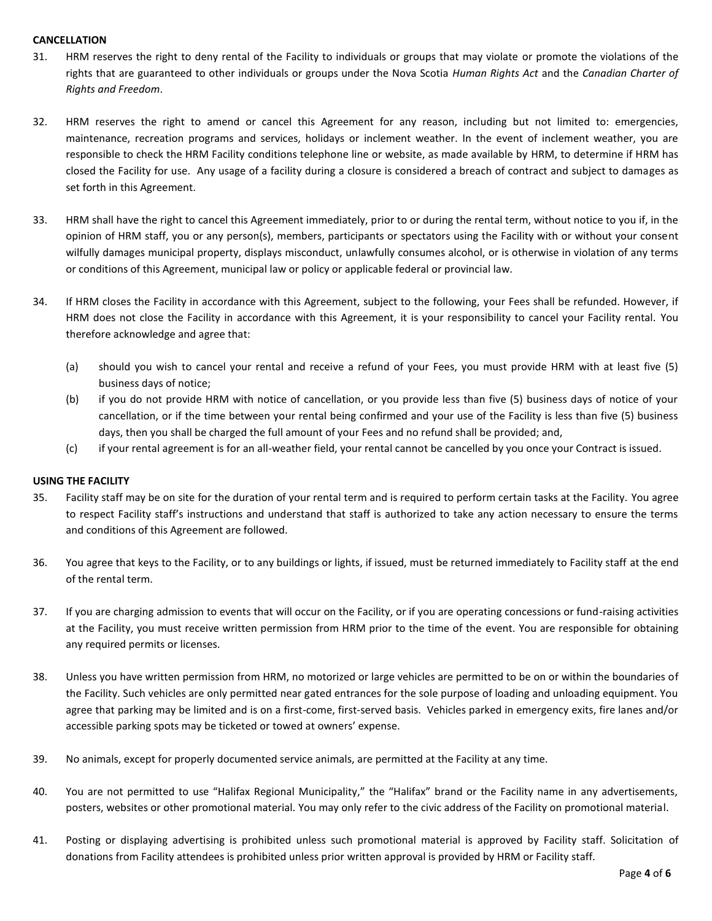**CANCELLATION**

31. HRM reserves the right to deny rental of the Facility to individuals or groups that may violate or promote the violations of the rights that are guaranteed to other individuals or groups under the Nova Scotia *Human Rights Act* and the *Canadian Charter of Rights and Freedom*.

32. HRM reserves the right to amend or cancel this Agreement for any reason, including but not limited to: emergencies, maintenance, recreation programs and services, holidays or inclement weather. In the event of inclement weather, you are responsible to check the HRM Facility conditions telephone line or website, as made available by HRM, to determine if HRM has closed the Facility for use. Any usage of a facility during a closure is considered a breach of contract and subject to damages as set forth in this Agreement.

33. HRM shall have the right to cancel this Agreement immediately, prior to or during the rental term, without notice to you if, in the opinion of HRM staff, you or any person(s), members, participants or spectators using the Facility with or without your consent wilfully damages municipal property, displays misconduct, unlawfully consumes alcohol, or is otherwise in violation of any terms or conditions of this Agreement, municipal law or policy or applicable federal or provincial law.

34. If HRM closes the Facility in accordance with this Agreement, subject to the following, your Fees shall be refunded. However, if HRM does not close the Facility in accordance with this Agreement, it is your responsibility to cancel your Facility rental. You therefore acknowledge and agree that:

    (a) should you wish to cancel your rental and receive a refund of your Fees, you must provide HRM with at least five (5) business days of notice;
    
    (b) if you do not provide HRM with notice of cancellation, or you provide less than five (5) business days of notice of your cancellation, or if the time between your rental being confirmed and your use of the Facility is less than five (5) business days, then you shall be charged the full amount of your Fees and no refund shall be provided; and,
    
    (c) if your rental agreement is for an all-weather field, your rental cannot be cancelled by you once your Contract is issued.

**USING THE FACILITY**

35. Facility staff may be on site for the duration of your rental term and is required to perform certain tasks at the Facility. You agree to respect Facility staff's instructions and understand that staff is authorized to take any action necessary to ensure the terms and conditions of this Agreement are followed.

36. You agree that keys to the Facility, or to any buildings or lights, if issued, must be returned immediately to Facility staff at the end of the rental term.

37. If you are charging admission to events that will occur on the Facility, or if you are operating concessions or fund-raising activities at the Facility, you must receive written permission from HRM prior to the time of the event. You are responsible for obtaining any required permits or licenses.

38. Unless you have written permission from HRM, no motorized or large vehicles are permitted to be on or within the boundaries of the Facility. Such vehicles are only permitted near gated entrances for the sole purpose of loading and unloading equipment. You agree that parking may be limited and is on a first-come, first-served basis. Vehicles parked in emergency exits, fire lanes and/or accessible parking spots may be ticketed or towed at owners' expense.

39. No animals, except for properly documented service animals, are permitted at the Facility at any time.

40. You are not permitted to use "Halifax Regional Municipality," the "Halifax" brand or the Facility name in any advertisements, posters, websites or other promotional material. You may only refer to the civic address of the Facility on promotional material.

41. Posting or displaying advertising is prohibited unless such promotional material is approved by Facility staff. Solicitation of donations from Facility attendees is prohibited unless prior written approval is provided by HRM or Facility staff.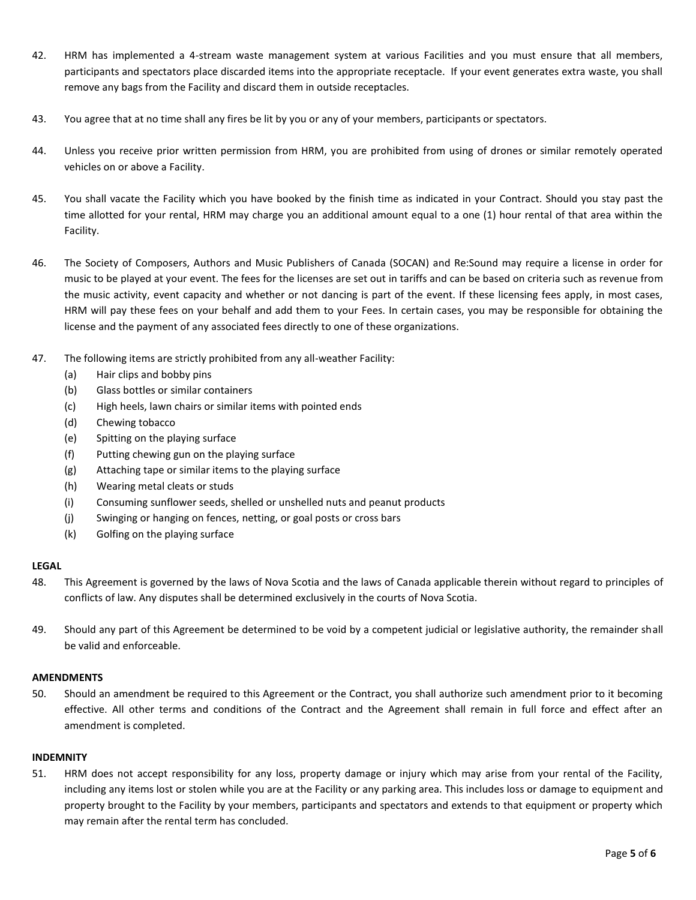42. HRM has implemented a 4-stream waste management system at various Facilities and you must ensure that all members, participants and spectators place discarded items into the appropriate receptacle. If your event generates extra waste, you shall remove any bags from the Facility and discard them in outside receptacles.

43. You agree that at no time shall any fires be lit by you or any of your members, participants or spectators.

44. Unless you receive prior written permission from HRM, you are prohibited from using of drones or similar remotely operated vehicles on or above a Facility.

45. You shall vacate the Facility which you have booked by the finish time as indicated in your Contract. Should you stay past the time allotted for your rental, HRM may charge you an additional amount equal to a one (1) hour rental of that area within the Facility.

46. The Society of Composers, Authors and Music Publishers of Canada (SOCAN) and Re:Sound may require a license in order for music to be played at your event. The fees for the licenses are set out in tariffs and can be based on criteria such as revenue from the music activity, event capacity and whether or not dancing is part of the event. If these licensing fees apply, in most cases, HRM will pay these fees on your behalf and add them to your Fees. In certain cases, you may be responsible for obtaining the license and the payment of any associated fees directly to one of these organizations.

47. The following items are strictly prohibited from any all-weather Facility:
    - (a) Hair clips and bobby pins
    - (b) Glass bottles or similar containers
    - (c) High heels, lawn chairs or similar items with pointed ends
    - (d) Chewing tobacco
    - (e) Spitting on the playing surface
    - (f) Putting chewing gun on the playing surface
    - (g) Attaching tape or similar items to the playing surface
    - (h) Wearing metal cleats or studs
    - (i) Consuming sunflower seeds, shelled or unshelled nuts and peanut products
    - (j) Swinging or hanging on fences, netting, or goal posts or cross bars
    - (k) Golfing on the playing surface

**LEGAL**

48. This Agreement is governed by the laws of Nova Scotia and the laws of Canada applicable therein without regard to principles of conflicts of law. Any disputes shall be determined exclusively in the courts of Nova Scotia.

49. Should any part of this Agreement be determined to be void by a competent judicial or legislative authority, the remainder shall be valid and enforceable.

**AMENDMENTS**

50. Should an amendment be required to this Agreement or the Contract, you shall authorize such amendment prior to it becoming effective. All other terms and conditions of the Contract and the Agreement shall remain in full force and effect after an amendment is completed.

**INDEMNITY**

51. HRM does not accept responsibility for any loss, property damage or injury which may arise from your rental of the Facility, including any items lost or stolen while you are at the Facility or any parking area. This includes loss or damage to equipment and property brought to the Facility by your members, participants and spectators and extends to that equipment or property which may remain after the rental term has concluded.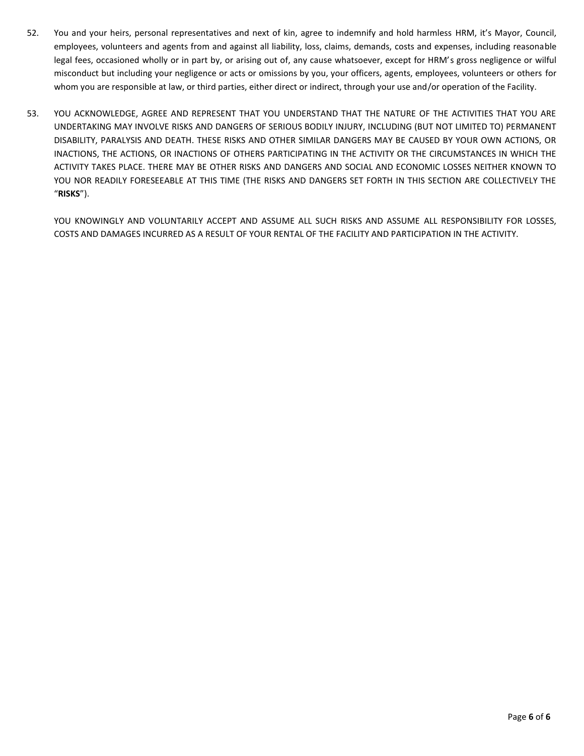52. You and your heirs, personal representatives and next of kin, agree to indemnify and hold harmless HRM, it's Mayor, Council, employees, volunteers and agents from and against all liability, loss, claims, demands, costs and expenses, including reasonable legal fees, occasioned wholly or in part by, or arising out of, any cause whatsoever, except for HRM's gross negligence or wilful misconduct but including your negligence or acts or omissions by you, your officers, agents, employees, volunteers or others for whom you are responsible at law, or third parties, either direct or indirect, through your use and/or operation of the Facility.

53. YOU ACKNOWLEDGE, AGREE AND REPRESENT THAT YOU UNDERSTAND THAT THE NATURE OF THE ACTIVITIES THAT YOU ARE UNDERTAKING MAY INVOLVE RISKS AND DANGERS OF SERIOUS BODILY INJURY, INCLUDING (BUT NOT LIMITED TO) PERMANENT DISABILITY, PARALYSIS AND DEATH. THESE RISKS AND OTHER SIMILAR DANGERS MAY BE CAUSED BY YOUR OWN ACTIONS, OR INACTIONS, THE ACTIONS, OR INACTIONS OF OTHERS PARTICIPATING IN THE ACTIVITY OR THE CIRCUMSTANCES IN WHICH THE ACTIVITY TAKES PLACE. THERE MAY BE OTHER RISKS AND DANGERS AND SOCIAL AND ECONOMIC LOSSES NEITHER KNOWN TO YOU NOR READILY FORESEEABLE AT THIS TIME (THE RISKS AND DANGERS SET FORTH IN THIS SECTION ARE COLLECTIVELY THE "**RISKS**").

    YOU KNOWINGLY AND VOLUNTARILY ACCEPT AND ASSUME ALL SUCH RISKS AND ASSUME ALL RESPONSIBILITY FOR LOSSES, COSTS AND DAMAGES INCURRED AS A RESULT OF YOUR RENTAL OF THE FACILITY AND PARTICIPATION IN THE ACTIVITY.